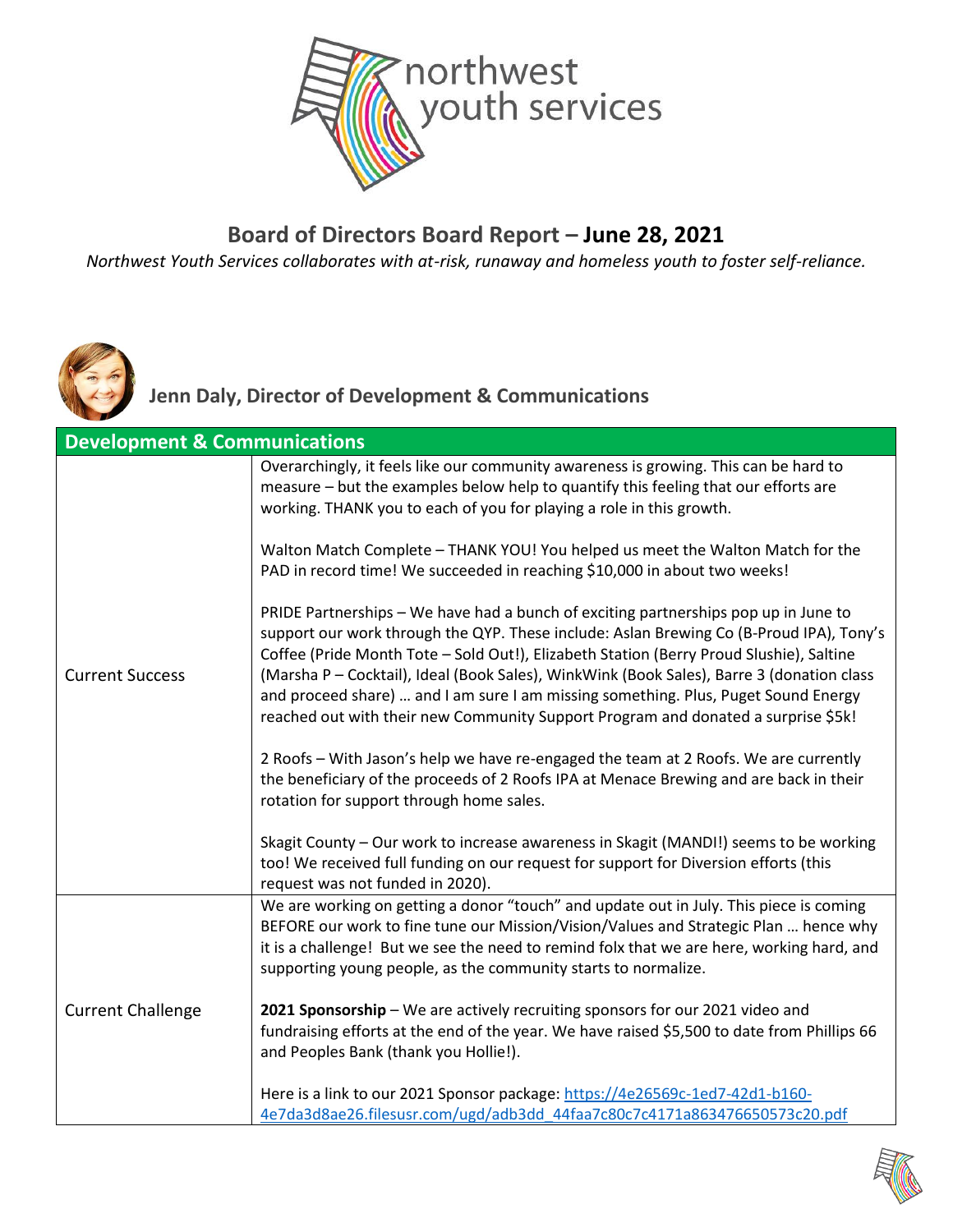northwest youth services

# Board of Directors Board Report – **June 28, 2021**

*Northwest Youth Services collaborates with at-risk, runaway and homeless youth to foster self-reliance.*

## Jenn Daly, Director of Development & Communications

| **Development & Communications** | |
|---|---|
| Current Success | Overarchingly, it feels like our community awareness is growing. This can be hard to measure – but the examples below help to quantify this feeling that our efforts are working. THANK you to each of you for playing a role in this growth.<br><br>Walton Match Complete – THANK YOU! You helped us meet the Walton Match for the PAD in record time! We succeeded in reaching $10,000 in about two weeks!<br><br>PRIDE Partnerships – We have had a bunch of exciting partnerships pop up in June to support our work through the QYP. These include: Aslan Brewing Co (B-Proud IPA), Tony's Coffee (Pride Month Tote – Sold Out!), Elizabeth Station (Berry Proud Slushie), Saltine (Marsha P – Cocktail), Ideal (Book Sales), WinkWink (Book Sales), Barre 3 (donation class and proceed share) … and I am sure I am missing something. Plus, Puget Sound Energy reached out with their new Community Support Program and donated a surprise $5k!<br><br>2 Roofs – With Jason's help we have re-engaged the team at 2 Roofs. We are currently the beneficiary of the proceeds of 2 Roofs IPA at Menace Brewing and are back in their rotation for support through home sales.<br><br>Skagit County – Our work to increase awareness in Skagit (MANDI!) seems to be working too! We received full funding on our request for support for Diversion efforts (this request was not funded in 2020). |
| Current Challenge | We are working on getting a donor "touch" and update out in July. This piece is coming BEFORE our work to fine tune our Mission/Vision/Values and Strategic Plan … hence why it is a challenge! But we see the need to remind folx that we are here, working hard, and supporting young people, as the community starts to normalize.<br><br>**2021 Sponsorship** – We are actively recruiting sponsors for our 2021 video and fundraising efforts at the end of the year. We have raised $5,500 to date from Phillips 66 and Peoples Bank (thank you Hollie!).<br><br>Here is a link to our 2021 Sponsor package: [https://4e26569c-1ed7-42d1-b160-4e7da3d8ae26.filesusr.com/ugd/adb3dd_44faa7c80c7c4171a863476650573c20.pdf](https://4e26569c-1ed7-42d1-b160-4e7da3d8ae26.filesusr.com/ugd/adb3dd_44faa7c80c7c4171a863476650573c20.pdf) |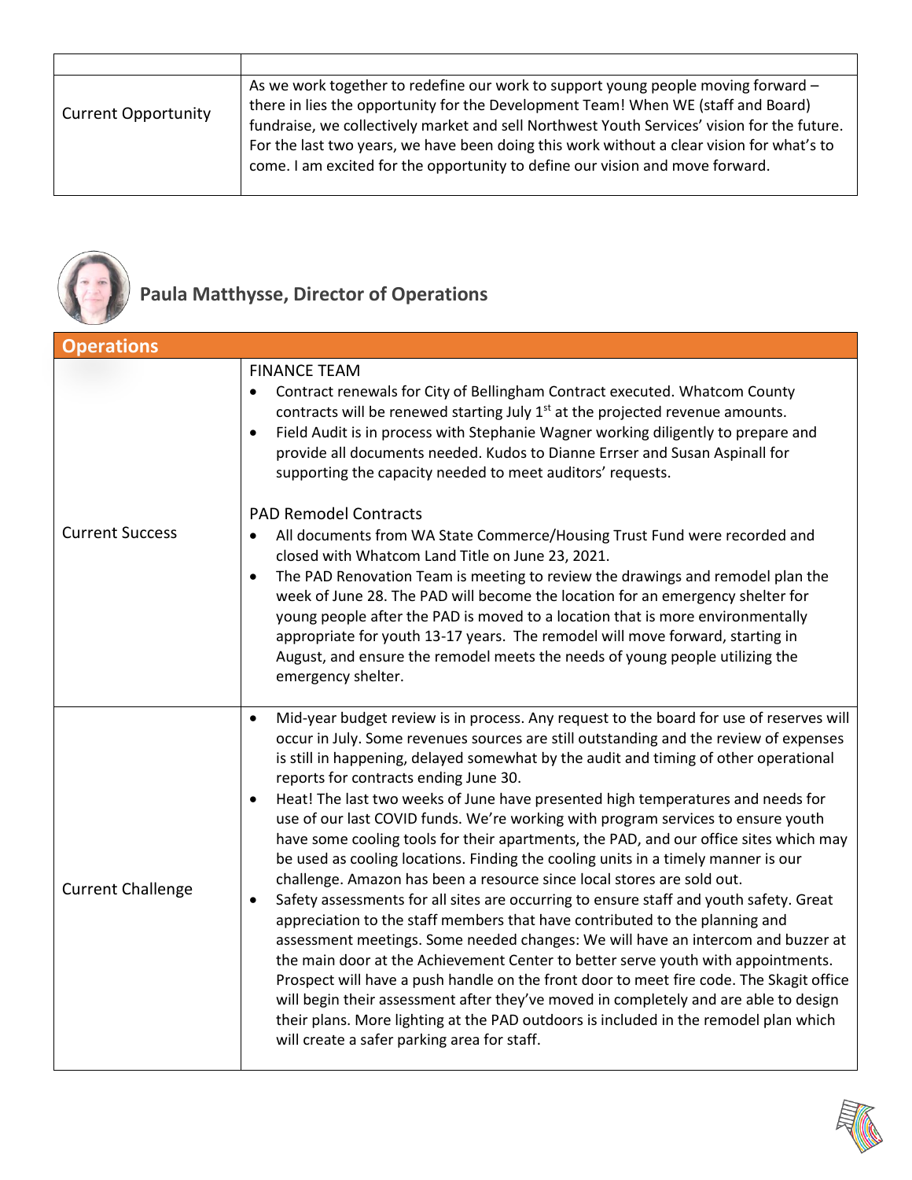| | |
|---|---|
| Current Opportunity | As we work together to redefine our work to support young people moving forward – there in lies the opportunity for the Development Team! When WE (staff and Board) fundraise, we collectively market and sell Northwest Youth Services' vision for the future. For the last two years, we have been doing this work without a clear vision for what's to come. I am excited for the opportunity to define our vision and move forward. |

## Paula Matthysse, Director of Operations

| Operations | |
|---|---|
| Current Success | FINANCE TEAM<br>• Contract renewals for City of Bellingham Contract executed. Whatcom County contracts will be renewed starting July 1st at the projected revenue amounts.<br>• Field Audit is in process with Stephanie Wagner working diligently to prepare and provide all documents needed. Kudos to Dianne Errser and Susan Aspinall for supporting the capacity needed to meet auditors' requests.<br><br>PAD Remodel Contracts<br>• All documents from WA State Commerce/Housing Trust Fund were recorded and closed with Whatcom Land Title on June 23, 2021.<br>• The PAD Renovation Team is meeting to review the drawings and remodel plan the week of June 28. The PAD will become the location for an emergency shelter for young people after the PAD is moved to a location that is more environmentally appropriate for youth 13-17 years. The remodel will move forward, starting in August, and ensure the remodel meets the needs of young people utilizing the emergency shelter. |
| Current Challenge | • Mid-year budget review is in process. Any request to the board for use of reserves will occur in July. Some revenues sources are still outstanding and the review of expenses is still in happening, delayed somewhat by the audit and timing of other operational reports for contracts ending June 30.<br>• Heat! The last two weeks of June have presented high temperatures and needs for use of our last COVID funds. We're working with program services to ensure youth have some cooling tools for their apartments, the PAD, and our office sites which may be used as cooling locations. Finding the cooling units in a timely manner is our challenge. Amazon has been a resource since local stores are sold out.<br>• Safety assessments for all sites are occurring to ensure staff and youth safety. Great appreciation to the staff members that have contributed to the planning and assessment meetings. Some needed changes: We will have an intercom and buzzer at the main door at the Achievement Center to better serve youth with appointments. Prospect will have a push handle on the front door to meet fire code. The Skagit office will begin their assessment after they've moved in completely and are able to design their plans. More lighting at the PAD outdoors is included in the remodel plan which will create a safer parking area for staff. |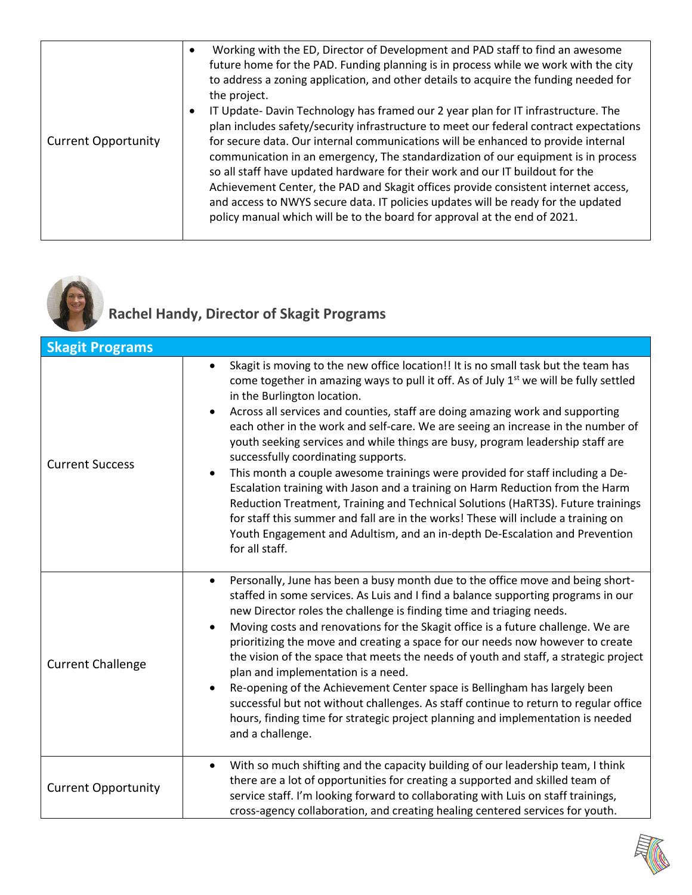| | |
|---|---|
| Current Opportunity | • Working with the ED, Director of Development and PAD staff to find an awesome future home for the PAD. Funding planning is in process while we work with the city to address a zoning application, and other details to acquire the funding needed for the project.<br>• IT Update- Davin Technology has framed our 2 year plan for IT infrastructure. The plan includes safety/security infrastructure to meet our federal contract expectations for secure data. Our internal communications will be enhanced to provide internal communication in an emergency, The standardization of our equipment is in process so all staff have updated hardware for their work and our IT buildout for the Achievement Center, the PAD and Skagit offices provide consistent internet access, and access to NWYS secure data. IT policies updates will be ready for the updated policy manual which will be to the board for approval at the end of 2021. |

## Rachel Handy, Director of Skagit Programs

| Skagit Programs | |
|---|---|
| Current Success | • Skagit is moving to the new office location!! It is no small task but the team has come together in amazing ways to pull it off. As of July 1st we will be fully settled in the Burlington location.<br>• Across all services and counties, staff are doing amazing work and supporting each other in the work and self-care. We are seeing an increase in the number of youth seeking services and while things are busy, program leadership staff are successfully coordinating supports.<br>• This month a couple awesome trainings were provided for staff including a De-Escalation training with Jason and a training on Harm Reduction from the Harm Reduction Treatment, Training and Technical Solutions (HaRT3S). Future trainings for staff this summer and fall are in the works! These will include a training on Youth Engagement and Adultism, and an in-depth De-Escalation and Prevention for all staff. |
| Current Challenge | • Personally, June has been a busy month due to the office move and being short-staffed in some services. As Luis and I find a balance supporting programs in our new Director roles the challenge is finding time and triaging needs.<br>• Moving costs and renovations for the Skagit office is a future challenge. We are prioritizing the move and creating a space for our needs now however to create the vision of the space that meets the needs of youth and staff, a strategic project plan and implementation is a need.<br>• Re-opening of the Achievement Center space is Bellingham has largely been successful but not without challenges. As staff continue to return to regular office hours, finding time for strategic project planning and implementation is needed and a challenge. |
| Current Opportunity | • With so much shifting and the capacity building of our leadership team, I think there are a lot of opportunities for creating a supported and skilled team of service staff. I'm looking forward to collaborating with Luis on staff trainings, cross-agency collaboration, and creating healing centered services for youth. |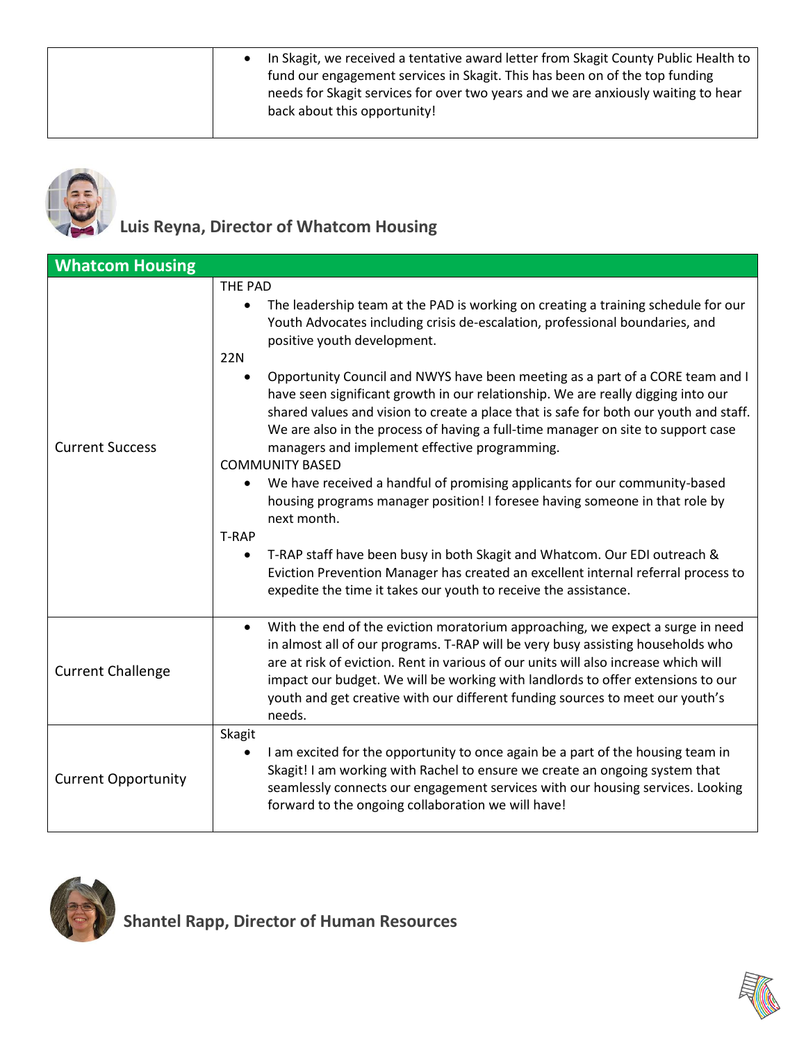| | |
|---|---|
| | • In Skagit, we received a tentative award letter from Skagit County Public Health to fund our engagement services in Skagit. This has been on of the top funding needs for Skagit services for over two years and we are anxiously waiting to hear back about this opportunity! |

## Luis Reyna, Director of Whatcom Housing

| Whatcom Housing | |
|---|---|
| Current Success | THE PAD<br>• The leadership team at the PAD is working on creating a training schedule for our Youth Advocates including crisis de-escalation, professional boundaries, and positive youth development.<br>22N<br>• Opportunity Council and NWYS have been meeting as a part of a CORE team and I have seen significant growth in our relationship. We are really digging into our shared values and vision to create a place that is safe for both our youth and staff. We are also in the process of having a full-time manager on site to support case managers and implement effective programming.<br>COMMUNITY BASED<br>• We have received a handful of promising applicants for our community-based housing programs manager position! I foresee having someone in that role by next month.<br>T-RAP<br>• T-RAP staff have been busy in both Skagit and Whatcom. Our EDI outreach & Eviction Prevention Manager has created an excellent internal referral process to expedite the time it takes our youth to receive the assistance. |
| Current Challenge | • With the end of the eviction moratorium approaching, we expect a surge in need in almost all of our programs. T-RAP will be very busy assisting households who are at risk of eviction. Rent in various of our units will also increase which will impact our budget. We will be working with landlords to offer extensions to our youth and get creative with our different funding sources to meet our youth's needs. |
| Current Opportunity | Skagit<br>• I am excited for the opportunity to once again be a part of the housing team in Skagit! I am working with Rachel to ensure we create an ongoing system that seamlessly connects our engagement services with our housing services. Looking forward to the ongoing collaboration we will have! |

## Shantel Rapp, Director of Human Resources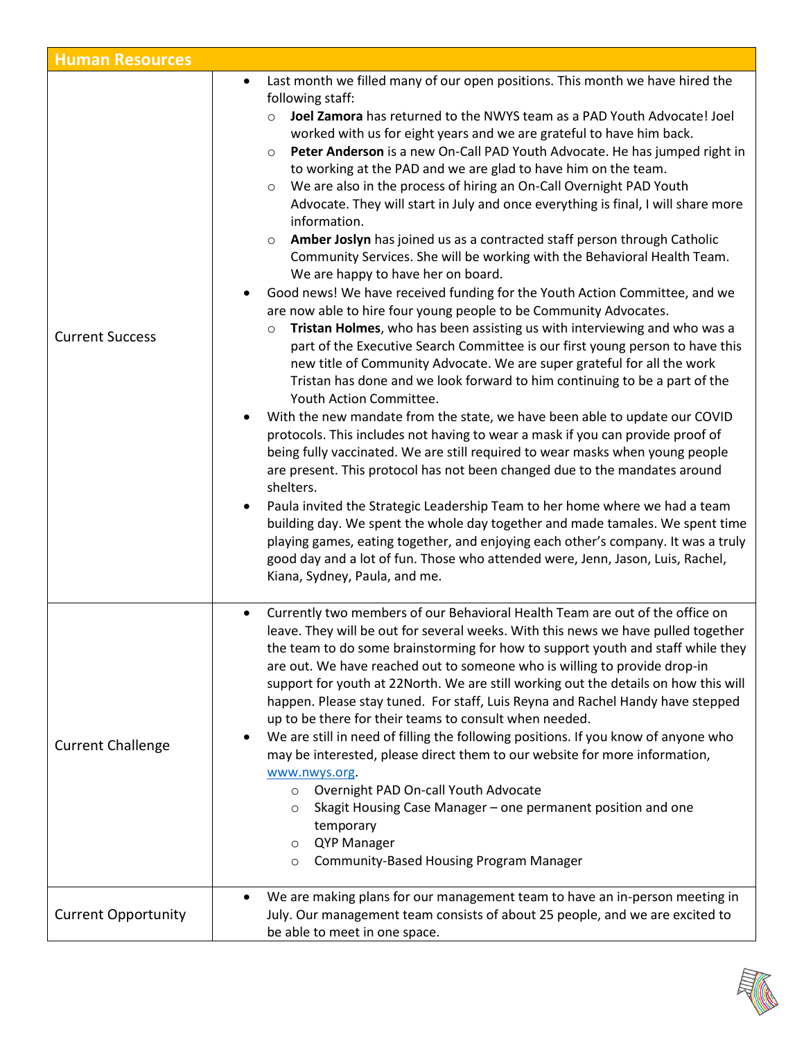## Human Resources

| Human Resources | |
|---|---|
| Current Success | • Last month we filled many of our open positions. This month we have hired the following staff:<br>  ○ **Joel Zamora** has returned to the NWYS team as a PAD Youth Advocate! Joel worked with us for eight years and we are grateful to have him back.<br>  ○ **Peter Anderson** is a new On-Call PAD Youth Advocate. He has jumped right in to working at the PAD and we are glad to have him on the team.<br>  ○ We are also in the process of hiring an On-Call Overnight PAD Youth Advocate. They will start in July and once everything is final, I will share more information.<br>  ○ **Amber Joslyn** has joined us as a contracted staff person through Catholic Community Services. She will be working with the Behavioral Health Team. We are happy to have her on board.<br>• Good news! We have received funding for the Youth Action Committee, and we are now able to hire four young people to be Community Advocates.<br>  ○ **Tristan Holmes**, who has been assisting us with interviewing and who was a part of the Executive Search Committee is our first young person to have this new title of Community Advocate. We are super grateful for all the work Tristan has done and we look forward to him continuing to be a part of the Youth Action Committee.<br>• With the new mandate from the state, we have been able to update our COVID protocols. This includes not having to wear a mask if you can provide proof of being fully vaccinated. We are still required to wear masks when young people are present. This protocol has not been changed due to the mandates around shelters.<br>• Paula invited the Strategic Leadership Team to her home where we had a team building day. We spent the whole day together and made tamales. We spent time playing games, eating together, and enjoying each other's company. It was a truly good day and a lot of fun. Those who attended were, Jenn, Jason, Luis, Rachel, Kiana, Sydney, Paula, and me. |
| Current Challenge | • Currently two members of our Behavioral Health Team are out of the office on leave. They will be out for several weeks. With this news we have pulled together the team to do some brainstorming for how to support youth and staff while they are out. We have reached out to someone who is willing to provide drop-in support for youth at 22North. We are still working out the details on how this will happen. Please stay tuned. For staff, Luis Reyna and Rachel Handy have stepped up to be there for their teams to consult when needed.<br>• We are still in need of filling the following positions. If you know of anyone who may be interested, please direct them to our website for more information, [www.nwys.org](http://www.nwys.org).<br>  ○ Overnight PAD On-call Youth Advocate<br>  ○ Skagit Housing Case Manager – one permanent position and one temporary<br>  ○ QYP Manager<br>  ○ Community-Based Housing Program Manager |
| Current Opportunity | • We are making plans for our management team to have an in-person meeting in July. Our management team consists of about 25 people, and we are excited to be able to meet in one space. |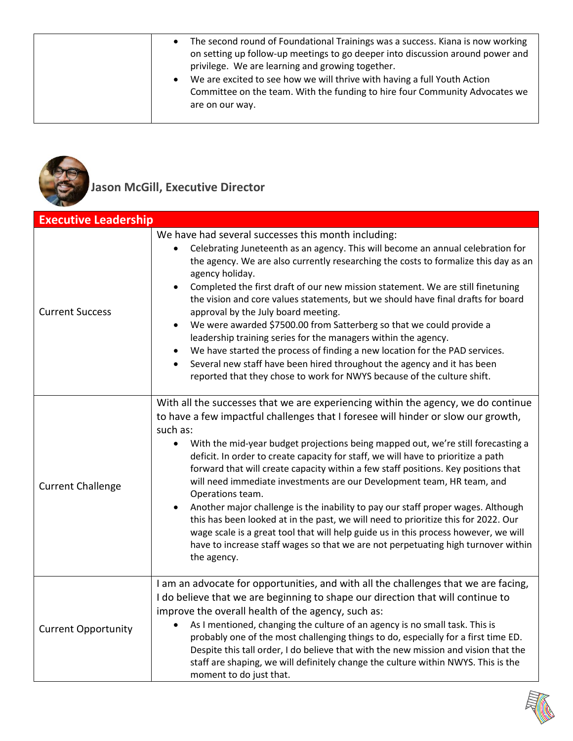| | |
|---|---|
| | • The second round of Foundational Trainings was a success. Kiana is now working on setting up follow-up meetings to go deeper into discussion around power and privilege. We are learning and growing together.<br>• We are excited to see how we will thrive with having a full Youth Action Committee on the team. With the funding to hire four Community Advocates we are on our way. |

### Jason McGill, Executive Director

| Executive Leadership | |
|---|---|
| Current Success | We have had several successes this month including:<br>• Celebrating Juneteenth as an agency. This will become an annual celebration for the agency. We are also currently researching the costs to formalize this day as an agency holiday.<br>• Completed the first draft of our new mission statement. We are still finetuning the vision and core values statements, but we should have final drafts for board approval by the July board meeting.<br>• We were awarded $7500.00 from Satterberg so that we could provide a leadership training series for the managers within the agency.<br>• We have started the process of finding a new location for the PAD services.<br>• Several new staff have been hired throughout the agency and it has been reported that they chose to work for NWYS because of the culture shift. |
| Current Challenge | With all the successes that we are experiencing within the agency, we do continue to have a few impactful challenges that I foresee will hinder or slow our growth, such as:<br>• With the mid-year budget projections being mapped out, we're still forecasting a deficit. In order to create capacity for staff, we will have to prioritize a path forward that will create capacity within a few staff positions. Key positions that will need immediate investments are our Development team, HR team, and Operations team.<br>• Another major challenge is the inability to pay our staff proper wages. Although this has been looked at in the past, we will need to prioritize this for 2022. Our wage scale is a great tool that will help guide us in this process however, we will have to increase staff wages so that we are not perpetuating high turnover within the agency. |
| Current Opportunity | I am an advocate for opportunities, and with all the challenges that we are facing, I do believe that we are beginning to shape our direction that will continue to improve the overall health of the agency, such as:<br>• As I mentioned, changing the culture of an agency is no small task. This is probably one of the most challenging things to do, especially for a first time ED. Despite this tall order, I do believe that with the new mission and vision that the staff are shaping, we will definitely change the culture within NWYS. This is the moment to do just that. |